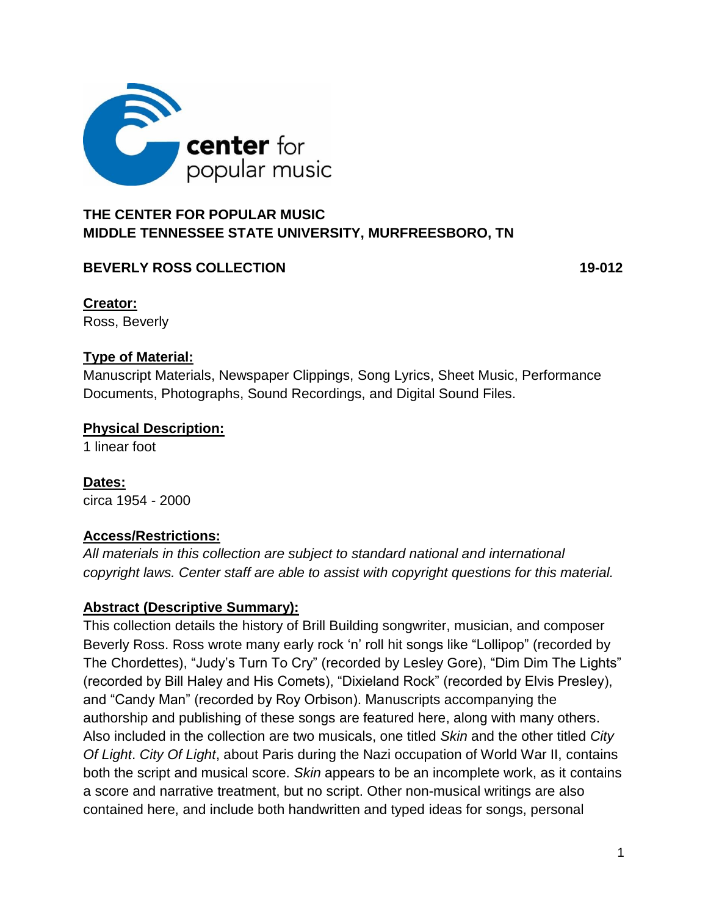center for popular music

**THE CENTER FOR POPULAR MUSIC**
**MIDDLE TENNESSEE STATE UNIVERSITY, MURFREESBORO, TN**

**BEVERLY ROSS COLLECTION** **19-012**

**Creator:**
Ross, Beverly

**Type of Material:**
Manuscript Materials, Newspaper Clippings, Song Lyrics, Sheet Music, Performance Documents, Photographs, Sound Recordings, and Digital Sound Files.

**Physical Description:**
1 linear foot

**Dates:**
circa 1954 - 2000

**Access/Restrictions:**
*All materials in this collection are subject to standard national and international copyright laws. Center staff are able to assist with copyright questions for this material.*

**Abstract (Descriptive Summary):**
This collection details the history of Brill Building songwriter, musician, and composer Beverly Ross. Ross wrote many early rock 'n' roll hit songs like "Lollipop" (recorded by The Chordettes), "Judy's Turn To Cry" (recorded by Lesley Gore), "Dim Dim The Lights" (recorded by Bill Haley and His Comets), "Dixieland Rock" (recorded by Elvis Presley), and "Candy Man" (recorded by Roy Orbison). Manuscripts accompanying the authorship and publishing of these songs are featured here, along with many others. Also included in the collection are two musicals, one titled *Skin* and the other titled *City Of Light*. *City Of Light*, about Paris during the Nazi occupation of World War II, contains both the script and musical score. *Skin* appears to be an incomplete work, as it contains a score and narrative treatment, but no script. Other non-musical writings are also contained here, and include both handwritten and typed ideas for songs, personal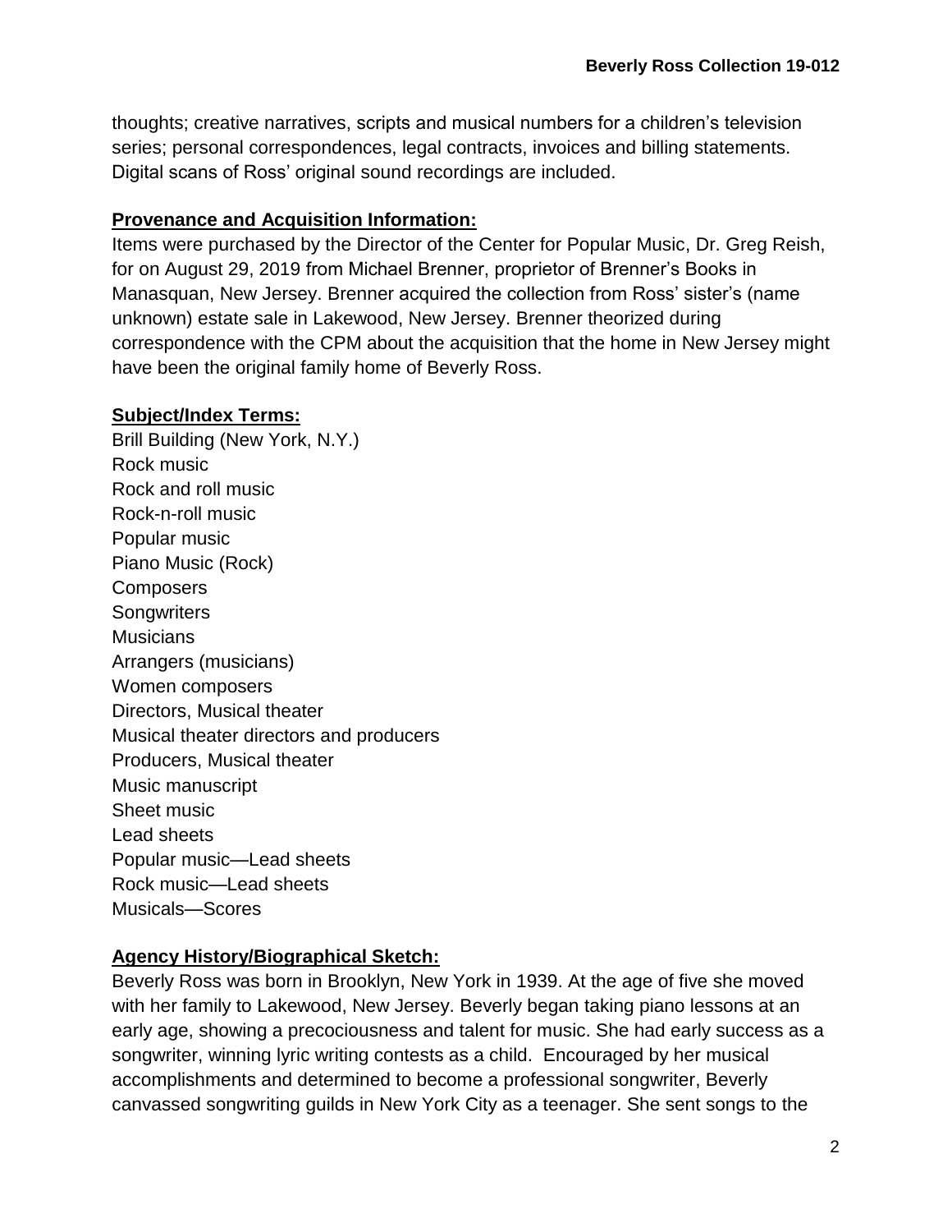thoughts; creative narratives, scripts and musical numbers for a children's television series; personal correspondences, legal contracts, invoices and billing statements. Digital scans of Ross' original sound recordings are included.

## Provenance and Acquisition Information:

Items were purchased by the Director of the Center for Popular Music, Dr. Greg Reish, for on August 29, 2019 from Michael Brenner, proprietor of Brenner's Books in Manasquan, New Jersey. Brenner acquired the collection from Ross' sister's (name unknown) estate sale in Lakewood, New Jersey. Brenner theorized during correspondence with the CPM about the acquisition that the home in New Jersey might have been the original family home of Beverly Ross.

## Subject/Index Terms:

Brill Building (New York, N.Y.)
Rock music
Rock and roll music
Rock-n-roll music
Popular music
Piano Music (Rock)
Composers
Songwriters
Musicians
Arrangers (musicians)
Women composers
Directors, Musical theater
Musical theater directors and producers
Producers, Musical theater
Music manuscript
Sheet music
Lead sheets
Popular music—Lead sheets
Rock music—Lead sheets
Musicals—Scores

## Agency History/Biographical Sketch:

Beverly Ross was born in Brooklyn, New York in 1939. At the age of five she moved with her family to Lakewood, New Jersey. Beverly began taking piano lessons at an early age, showing a precociousness and talent for music. She had early success as a songwriter, winning lyric writing contests as a child. Encouraged by her musical accomplishments and determined to become a professional songwriter, Beverly canvassed songwriting guilds in New York City as a teenager. She sent songs to the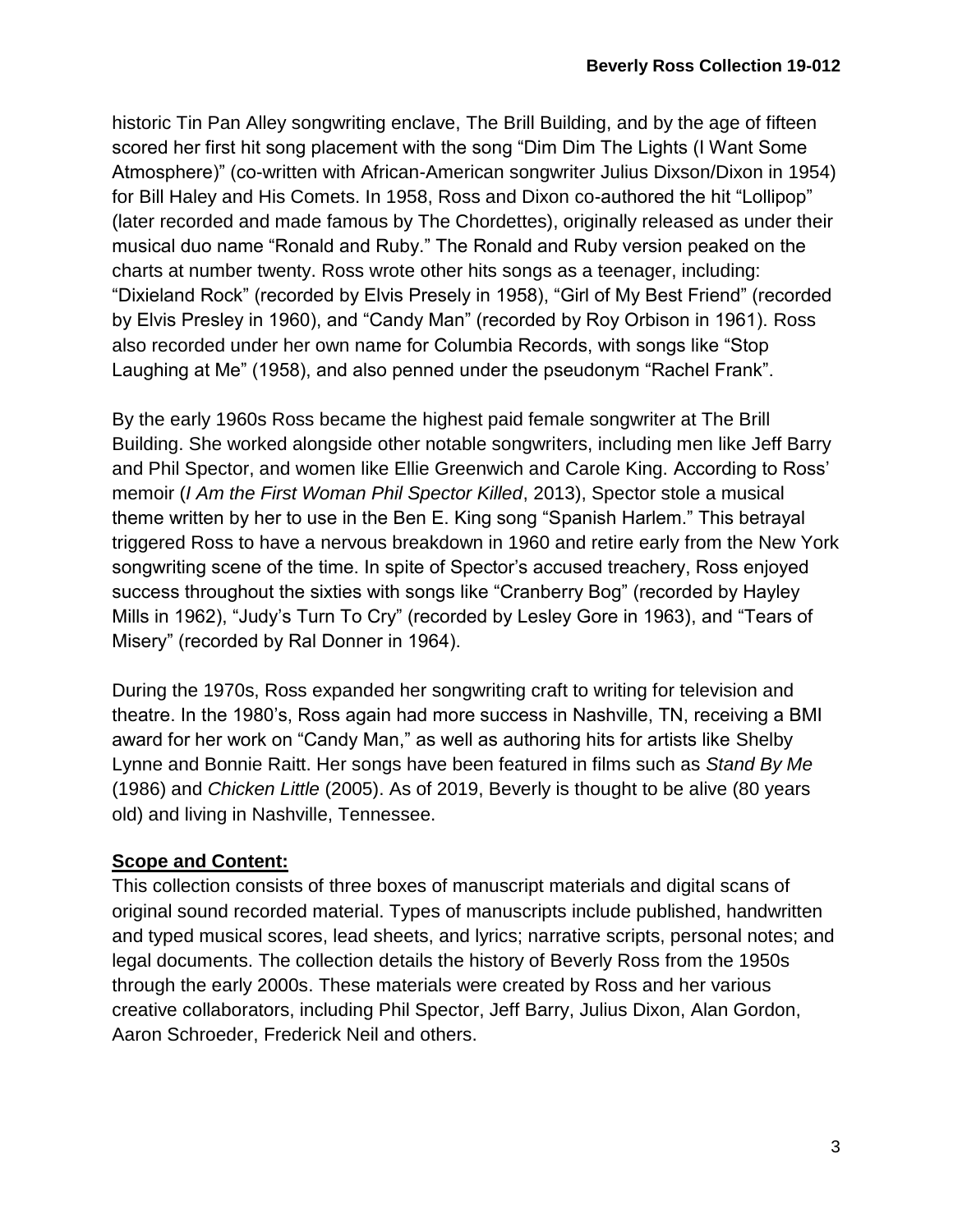historic Tin Pan Alley songwriting enclave, The Brill Building, and by the age of fifteen scored her first hit song placement with the song "Dim Dim The Lights (I Want Some Atmosphere)" (co-written with African-American songwriter Julius Dixson/Dixon in 1954) for Bill Haley and His Comets. In 1958, Ross and Dixon co-authored the hit "Lollipop" (later recorded and made famous by The Chordettes), originally released as under their musical duo name "Ronald and Ruby." The Ronald and Ruby version peaked on the charts at number twenty. Ross wrote other hits songs as a teenager, including: "Dixieland Rock" (recorded by Elvis Presely in 1958), "Girl of My Best Friend" (recorded by Elvis Presley in 1960), and "Candy Man" (recorded by Roy Orbison in 1961). Ross also recorded under her own name for Columbia Records, with songs like "Stop Laughing at Me" (1958), and also penned under the pseudonym "Rachel Frank".

By the early 1960s Ross became the highest paid female songwriter at The Brill Building. She worked alongside other notable songwriters, including men like Jeff Barry and Phil Spector, and women like Ellie Greenwich and Carole King. According to Ross' memoir (*I Am the First Woman Phil Spector Killed*, 2013), Spector stole a musical theme written by her to use in the Ben E. King song "Spanish Harlem." This betrayal triggered Ross to have a nervous breakdown in 1960 and retire early from the New York songwriting scene of the time. In spite of Spector's accused treachery, Ross enjoyed success throughout the sixties with songs like "Cranberry Bog" (recorded by Hayley Mills in 1962), "Judy's Turn To Cry" (recorded by Lesley Gore in 1963), and "Tears of Misery" (recorded by Ral Donner in 1964).

During the 1970s, Ross expanded her songwriting craft to writing for television and theatre. In the 1980's, Ross again had more success in Nashville, TN, receiving a BMI award for her work on "Candy Man," as well as authoring hits for artists like Shelby Lynne and Bonnie Raitt. Her songs have been featured in films such as *Stand By Me* (1986) and *Chicken Little* (2005). As of 2019, Beverly is thought to be alive (80 years old) and living in Nashville, Tennessee.

## **Scope and Content:**

This collection consists of three boxes of manuscript materials and digital scans of original sound recorded material. Types of manuscripts include published, handwritten and typed musical scores, lead sheets, and lyrics; narrative scripts, personal notes; and legal documents. The collection details the history of Beverly Ross from the 1950s through the early 2000s. These materials were created by Ross and her various creative collaborators, including Phil Spector, Jeff Barry, Julius Dixon, Alan Gordon, Aaron Schroeder, Frederick Neil and others.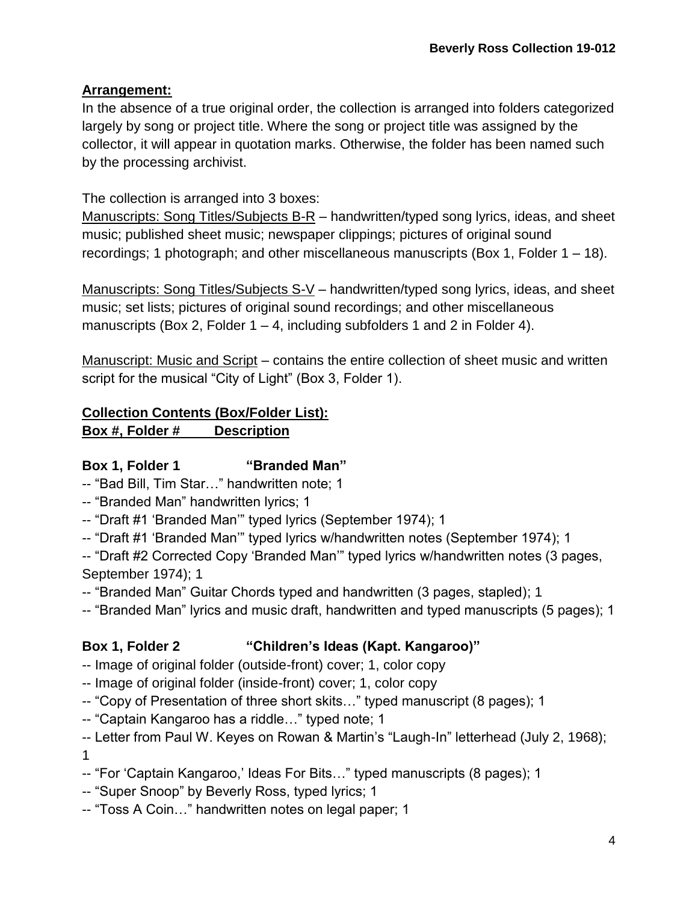**Arrangement:**

In the absence of a true original order, the collection is arranged into folders categorized largely by song or project title. Where the song or project title was assigned by the collector, it will appear in quotation marks. Otherwise, the folder has been named such by the processing archivist.

The collection is arranged into 3 boxes:

Manuscripts: Song Titles/Subjects B-R – handwritten/typed song lyrics, ideas, and sheet music; published sheet music; newspaper clippings; pictures of original sound recordings; 1 photograph; and other miscellaneous manuscripts (Box 1, Folder 1 – 18).

Manuscripts: Song Titles/Subjects S-V – handwritten/typed song lyrics, ideas, and sheet music; set lists; pictures of original sound recordings; and other miscellaneous manuscripts (Box 2, Folder 1 – 4, including subfolders 1 and 2 in Folder 4).

Manuscript: Music and Script – contains the entire collection of sheet music and written script for the musical "City of Light" (Box 3, Folder 1).

**Collection Contents (Box/Folder List):**

**Box #, Folder # Description**

**Box 1, Folder 1 "Branded Man"**

-- "Bad Bill, Tim Star…" handwritten note; 1
-- "Branded Man" handwritten lyrics; 1
-- "Draft #1 'Branded Man'" typed lyrics (September 1974); 1
-- "Draft #1 'Branded Man'" typed lyrics w/handwritten notes (September 1974); 1
-- "Draft #2 Corrected Copy 'Branded Man'" typed lyrics w/handwritten notes (3 pages, September 1974); 1
-- "Branded Man" Guitar Chords typed and handwritten (3 pages, stapled); 1
-- "Branded Man" lyrics and music draft, handwritten and typed manuscripts (5 pages); 1

**Box 1, Folder 2 "Children's Ideas (Kapt. Kangaroo)"**

-- Image of original folder (outside-front) cover; 1, color copy
-- Image of original folder (inside-front) cover; 1, color copy
-- "Copy of Presentation of three short skits…" typed manuscript (8 pages); 1
-- "Captain Kangaroo has a riddle…" typed note; 1
-- Letter from Paul W. Keyes on Rowan & Martin's "Laugh-In" letterhead (July 2, 1968); 1
-- "For 'Captain Kangaroo,' Ideas For Bits…" typed manuscripts (8 pages); 1
-- "Super Snoop" by Beverly Ross, typed lyrics; 1
-- "Toss A Coin…" handwritten notes on legal paper; 1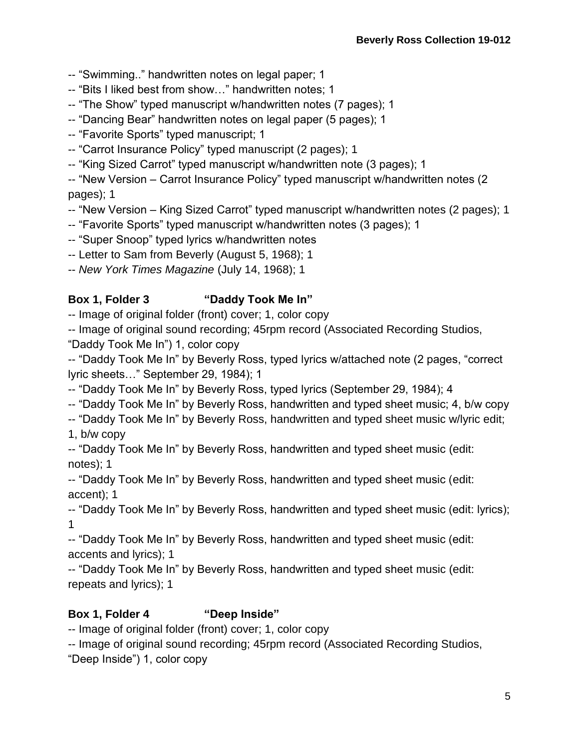-- "Swimming.." handwritten notes on legal paper; 1
-- "Bits I liked best from show…" handwritten notes; 1
-- "The Show" typed manuscript w/handwritten notes (7 pages); 1
-- "Dancing Bear" handwritten notes on legal paper (5 pages); 1
-- "Favorite Sports" typed manuscript; 1
-- "Carrot Insurance Policy" typed manuscript (2 pages); 1
-- "King Sized Carrot" typed manuscript w/handwritten note (3 pages); 1
-- "New Version – Carrot Insurance Policy" typed manuscript w/handwritten notes (2 pages); 1
-- "New Version – King Sized Carrot" typed manuscript w/handwritten notes (2 pages); 1
-- "Favorite Sports" typed manuscript w/handwritten notes (3 pages); 1
-- "Super Snoop" typed lyrics w/handwritten notes
-- Letter to Sam from Beverly (August 5, 1968); 1
-- *New York Times Magazine* (July 14, 1968); 1

**Box 1, Folder 3 "Daddy Took Me In"**

-- Image of original folder (front) cover; 1, color copy
-- Image of original sound recording; 45rpm record (Associated Recording Studios, "Daddy Took Me In") 1, color copy
-- "Daddy Took Me In" by Beverly Ross, typed lyrics w/attached note (2 pages, "correct lyric sheets…" September 29, 1984); 1
-- "Daddy Took Me In" by Beverly Ross, typed lyrics (September 29, 1984); 4
-- "Daddy Took Me In" by Beverly Ross, handwritten and typed sheet music; 4, b/w copy
-- "Daddy Took Me In" by Beverly Ross, handwritten and typed sheet music w/lyric edit; 1, b/w copy
-- "Daddy Took Me In" by Beverly Ross, handwritten and typed sheet music (edit: notes); 1
-- "Daddy Took Me In" by Beverly Ross, handwritten and typed sheet music (edit: accent); 1
-- "Daddy Took Me In" by Beverly Ross, handwritten and typed sheet music (edit: lyrics); 1
-- "Daddy Took Me In" by Beverly Ross, handwritten and typed sheet music (edit: accents and lyrics); 1
-- "Daddy Took Me In" by Beverly Ross, handwritten and typed sheet music (edit: repeats and lyrics); 1

**Box 1, Folder 4 "Deep Inside"**

-- Image of original folder (front) cover; 1, color copy
-- Image of original sound recording; 45rpm record (Associated Recording Studios, "Deep Inside") 1, color copy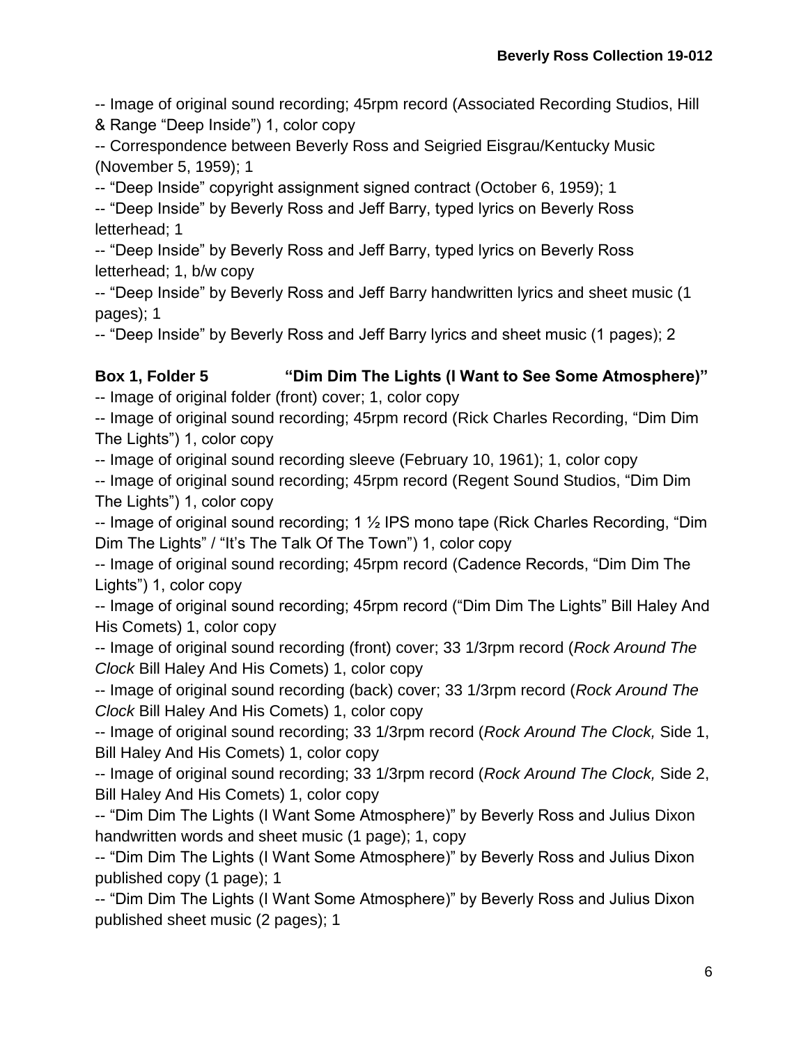-- Image of original sound recording; 45rpm record (Associated Recording Studios, Hill & Range "Deep Inside") 1, color copy

-- Correspondence between Beverly Ross and Seigried Eisgrau/Kentucky Music (November 5, 1959); 1

-- "Deep Inside" copyright assignment signed contract (October 6, 1959); 1

-- "Deep Inside" by Beverly Ross and Jeff Barry, typed lyrics on Beverly Ross letterhead; 1

-- "Deep Inside" by Beverly Ross and Jeff Barry, typed lyrics on Beverly Ross letterhead; 1, b/w copy

-- "Deep Inside" by Beverly Ross and Jeff Barry handwritten lyrics and sheet music (1 pages); 1

-- "Deep Inside" by Beverly Ross and Jeff Barry lyrics and sheet music (1 pages); 2

**Box 1, Folder 5 "Dim Dim The Lights (I Want to See Some Atmosphere)"**

-- Image of original folder (front) cover; 1, color copy

-- Image of original sound recording; 45rpm record (Rick Charles Recording, "Dim Dim The Lights") 1, color copy

-- Image of original sound recording sleeve (February 10, 1961); 1, color copy

-- Image of original sound recording; 45rpm record (Regent Sound Studios, "Dim Dim The Lights") 1, color copy

-- Image of original sound recording; 1 ½ IPS mono tape (Rick Charles Recording, "Dim Dim The Lights" / "It's The Talk Of The Town") 1, color copy

-- Image of original sound recording; 45rpm record (Cadence Records, "Dim Dim The Lights") 1, color copy

-- Image of original sound recording; 45rpm record ("Dim Dim The Lights" Bill Haley And His Comets) 1, color copy

-- Image of original sound recording (front) cover; 33 1/3rpm record (*Rock Around The Clock* Bill Haley And His Comets) 1, color copy

-- Image of original sound recording (back) cover; 33 1/3rpm record (*Rock Around The Clock* Bill Haley And His Comets) 1, color copy

-- Image of original sound recording; 33 1/3rpm record (*Rock Around The Clock,* Side 1, Bill Haley And His Comets) 1, color copy

-- Image of original sound recording; 33 1/3rpm record (*Rock Around The Clock,* Side 2, Bill Haley And His Comets) 1, color copy

-- "Dim Dim The Lights (I Want Some Atmosphere)" by Beverly Ross and Julius Dixon handwritten words and sheet music (1 page); 1, copy

-- "Dim Dim The Lights (I Want Some Atmosphere)" by Beverly Ross and Julius Dixon published copy (1 page); 1

-- "Dim Dim The Lights (I Want Some Atmosphere)" by Beverly Ross and Julius Dixon published sheet music (2 pages); 1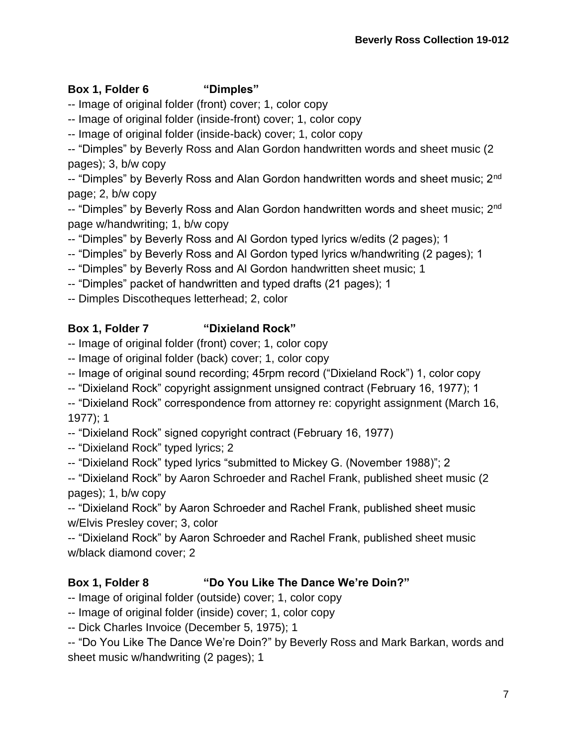### Box 1, Folder 6 "Dimples"

-- Image of original folder (front) cover; 1, color copy
-- Image of original folder (inside-front) cover; 1, color copy
-- Image of original folder (inside-back) cover; 1, color copy
-- "Dimples" by Beverly Ross and Alan Gordon handwritten words and sheet music (2 pages); 3, b/w copy
-- "Dimples" by Beverly Ross and Alan Gordon handwritten words and sheet music; 2nd page; 2, b/w copy
-- "Dimples" by Beverly Ross and Alan Gordon handwritten words and sheet music; 2nd page w/handwriting; 1, b/w copy
-- "Dimples" by Beverly Ross and Al Gordon typed lyrics w/edits (2 pages); 1
-- "Dimples" by Beverly Ross and Al Gordon typed lyrics w/handwriting (2 pages); 1
-- "Dimples" by Beverly Ross and Al Gordon handwritten sheet music; 1
-- "Dimples" packet of handwritten and typed drafts (21 pages); 1
-- Dimples Discotheques letterhead; 2, color

### Box 1, Folder 7 "Dixieland Rock"

-- Image of original folder (front) cover; 1, color copy
-- Image of original folder (back) cover; 1, color copy
-- Image of original sound recording; 45rpm record ("Dixieland Rock") 1, color copy
-- "Dixieland Rock" copyright assignment unsigned contract (February 16, 1977); 1
-- "Dixieland Rock" correspondence from attorney re: copyright assignment (March 16, 1977); 1
-- "Dixieland Rock" signed copyright contract (February 16, 1977)
-- "Dixieland Rock" typed lyrics; 2
-- "Dixieland Rock" typed lyrics "submitted to Mickey G. (November 1988)"; 2
-- "Dixieland Rock" by Aaron Schroeder and Rachel Frank, published sheet music (2 pages); 1, b/w copy
-- "Dixieland Rock" by Aaron Schroeder and Rachel Frank, published sheet music w/Elvis Presley cover; 3, color
-- "Dixieland Rock" by Aaron Schroeder and Rachel Frank, published sheet music w/black diamond cover; 2

### Box 1, Folder 8 "Do You Like The Dance We're Doin?"

-- Image of original folder (outside) cover; 1, color copy
-- Image of original folder (inside) cover; 1, color copy
-- Dick Charles Invoice (December 5, 1975); 1
-- "Do You Like The Dance We're Doin?" by Beverly Ross and Mark Barkan, words and sheet music w/handwriting (2 pages); 1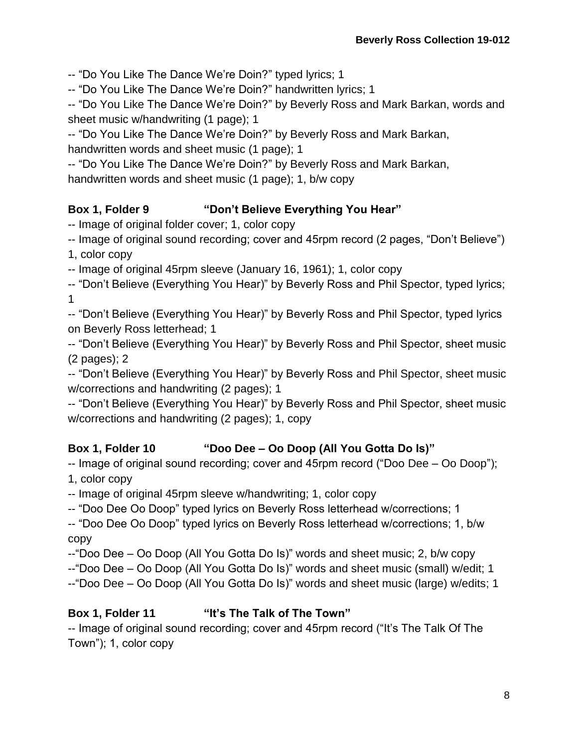-- "Do You Like The Dance We're Doin?" typed lyrics; 1

-- "Do You Like The Dance We're Doin?" handwritten lyrics; 1

-- "Do You Like The Dance We're Doin?" by Beverly Ross and Mark Barkan, words and sheet music w/handwriting (1 page); 1

-- "Do You Like The Dance We're Doin?" by Beverly Ross and Mark Barkan, handwritten words and sheet music (1 page); 1

-- "Do You Like The Dance We're Doin?" by Beverly Ross and Mark Barkan, handwritten words and sheet music (1 page); 1, b/w copy

**Box 1, Folder 9 "Don't Believe Everything You Hear"**

-- Image of original folder cover; 1, color copy

-- Image of original sound recording; cover and 45rpm record (2 pages, "Don't Believe") 1, color copy

-- Image of original 45rpm sleeve (January 16, 1961); 1, color copy

-- "Don't Believe (Everything You Hear)" by Beverly Ross and Phil Spector, typed lyrics; 1

-- "Don't Believe (Everything You Hear)" by Beverly Ross and Phil Spector, typed lyrics on Beverly Ross letterhead; 1

-- "Don't Believe (Everything You Hear)" by Beverly Ross and Phil Spector, sheet music (2 pages); 2

-- "Don't Believe (Everything You Hear)" by Beverly Ross and Phil Spector, sheet music w/corrections and handwriting (2 pages); 1

-- "Don't Believe (Everything You Hear)" by Beverly Ross and Phil Spector, sheet music w/corrections and handwriting (2 pages); 1, copy

**Box 1, Folder 10 "Doo Dee – Oo Doop (All You Gotta Do Is)"**

-- Image of original sound recording; cover and 45rpm record ("Doo Dee – Oo Doop"); 1, color copy

-- Image of original 45rpm sleeve w/handwriting; 1, color copy

-- "Doo Dee Oo Doop" typed lyrics on Beverly Ross letterhead w/corrections; 1

-- "Doo Dee Oo Doop" typed lyrics on Beverly Ross letterhead w/corrections; 1, b/w copy

--"Doo Dee – Oo Doop (All You Gotta Do Is)" words and sheet music; 2, b/w copy

--"Doo Dee – Oo Doop (All You Gotta Do Is)" words and sheet music (small) w/edit; 1

--"Doo Dee – Oo Doop (All You Gotta Do Is)" words and sheet music (large) w/edits; 1

**Box 1, Folder 11 "It's The Talk of The Town"**

-- Image of original sound recording; cover and 45rpm record ("It's The Talk Of The Town"); 1, color copy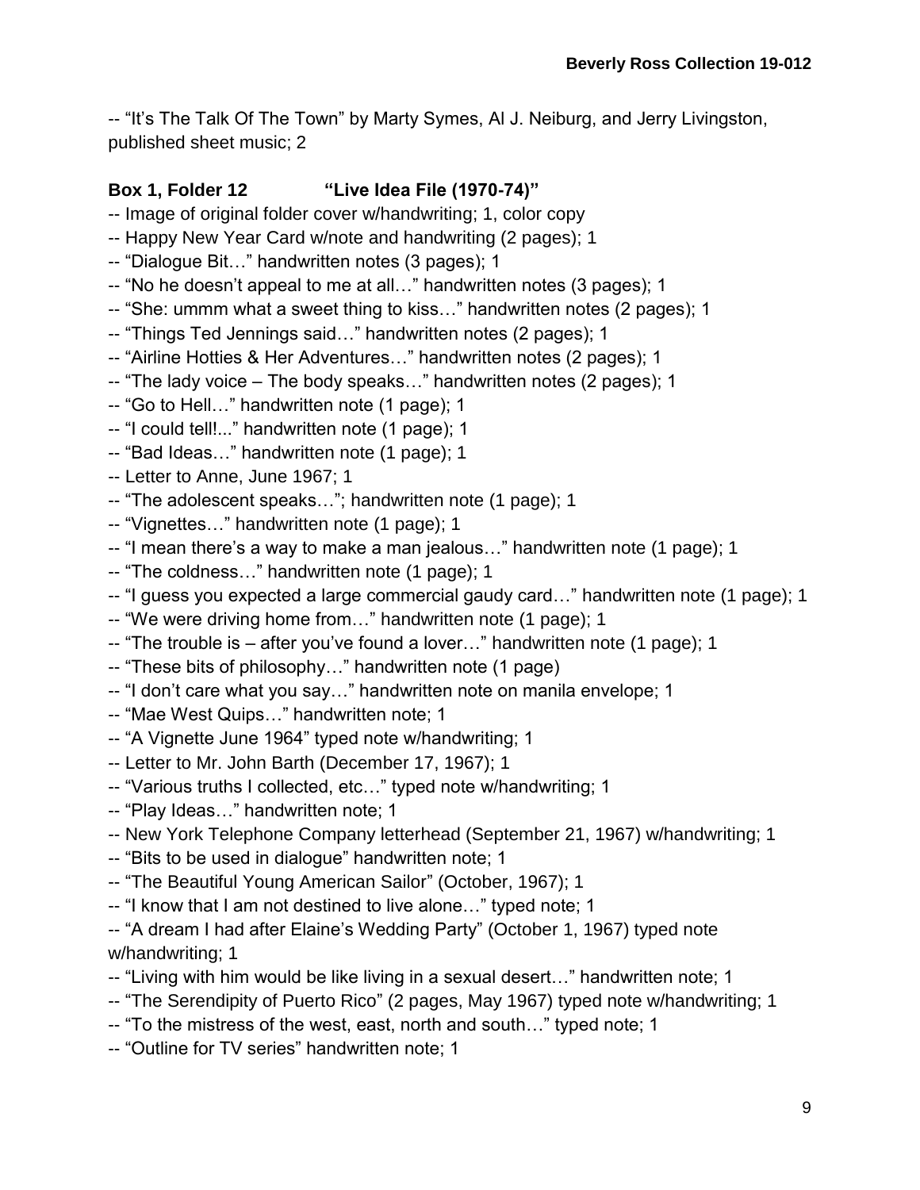-- "It's The Talk Of The Town" by Marty Symes, Al J. Neiburg, and Jerry Livingston, published sheet music; 2

**Box 1, Folder 12 "Live Idea File (1970-74)"**

-- Image of original folder cover w/handwriting; 1, color copy
-- Happy New Year Card w/note and handwriting (2 pages); 1
-- "Dialogue Bit…" handwritten notes (3 pages); 1
-- "No he doesn't appeal to me at all…" handwritten notes (3 pages); 1
-- "She: ummm what a sweet thing to kiss…" handwritten notes (2 pages); 1
-- "Things Ted Jennings said…" handwritten notes (2 pages); 1
-- "Airline Hotties & Her Adventures…" handwritten notes (2 pages); 1
-- "The lady voice – The body speaks…" handwritten notes (2 pages); 1
-- "Go to Hell…" handwritten note (1 page); 1
-- "I could tell!..." handwritten note (1 page); 1
-- "Bad Ideas…" handwritten note (1 page); 1
-- Letter to Anne, June 1967; 1
-- "The adolescent speaks…"; handwritten note (1 page); 1
-- "Vignettes…" handwritten note (1 page); 1
-- "I mean there's a way to make a man jealous…" handwritten note (1 page); 1
-- "The coldness…" handwritten note (1 page); 1
-- "I guess you expected a large commercial gaudy card…" handwritten note (1 page); 1
-- "We were driving home from…" handwritten note (1 page); 1
-- "The trouble is – after you've found a lover…" handwritten note (1 page); 1
-- "These bits of philosophy…" handwritten note (1 page)
-- "I don't care what you say…" handwritten note on manila envelope; 1
-- "Mae West Quips…" handwritten note; 1
-- "A Vignette June 1964" typed note w/handwriting; 1
-- Letter to Mr. John Barth (December 17, 1967); 1
-- "Various truths I collected, etc…" typed note w/handwriting; 1
-- "Play Ideas…" handwritten note; 1
-- New York Telephone Company letterhead (September 21, 1967) w/handwriting; 1
-- "Bits to be used in dialogue" handwritten note; 1
-- "The Beautiful Young American Sailor" (October, 1967); 1
-- "I know that I am not destined to live alone…" typed note; 1
-- "A dream I had after Elaine's Wedding Party" (October 1, 1967) typed note w/handwriting; 1
-- "Living with him would be like living in a sexual desert…" handwritten note; 1
-- "The Serendipity of Puerto Rico" (2 pages, May 1967) typed note w/handwriting; 1
-- "To the mistress of the west, east, north and south…" typed note; 1
-- "Outline for TV series" handwritten note; 1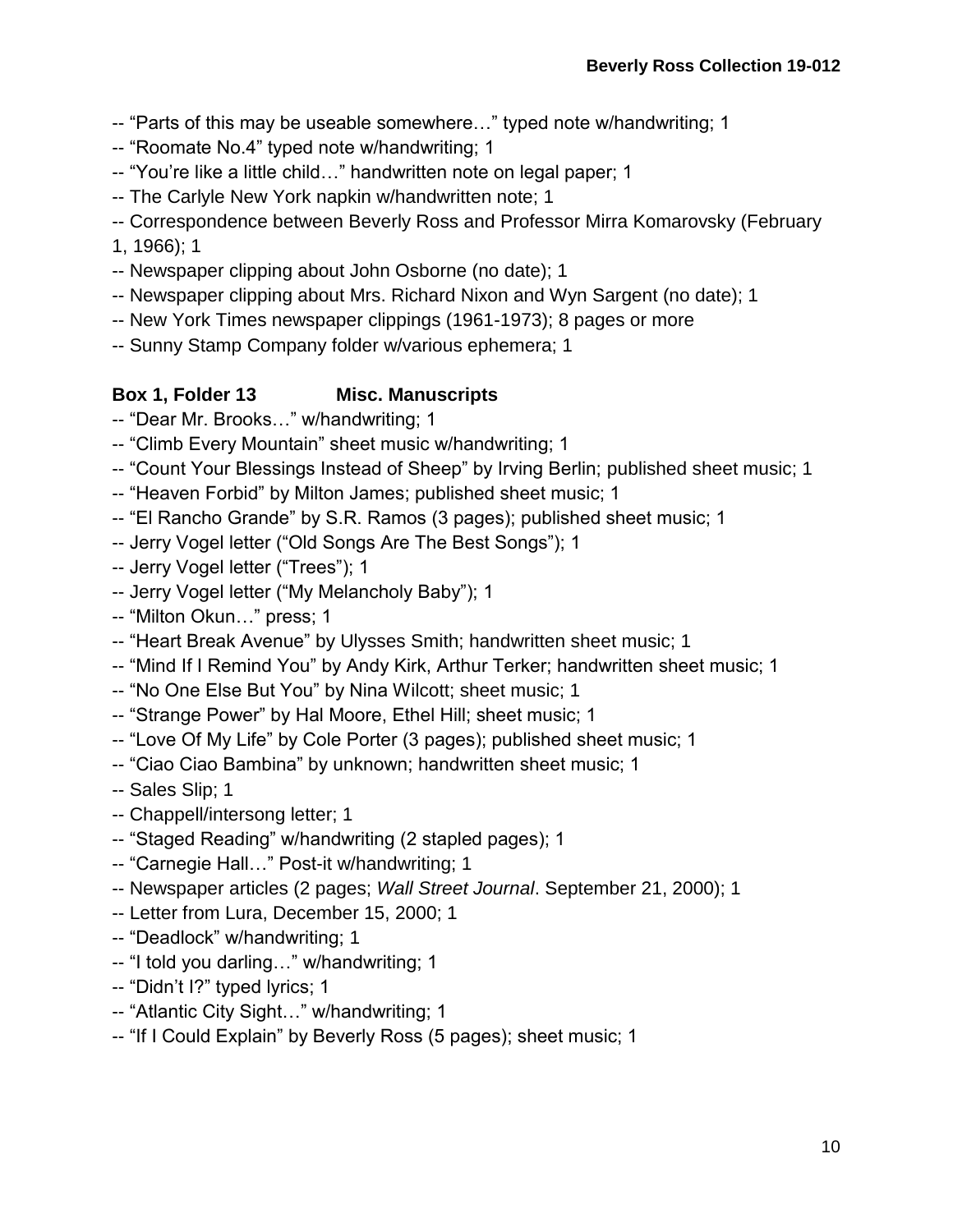-- “Parts of this may be useable somewhere…” typed note w/handwriting; 1
-- “Roomate No.4” typed note w/handwriting; 1
-- “You’re like a little child…” handwritten note on legal paper; 1
-- The Carlyle New York napkin w/handwritten note; 1
-- Correspondence between Beverly Ross and Professor Mirra Komarovsky (February 1, 1966); 1
-- Newspaper clipping about John Osborne (no date); 1
-- Newspaper clipping about Mrs. Richard Nixon and Wyn Sargent (no date); 1
-- New York Times newspaper clippings (1961-1973); 8 pages or more
-- Sunny Stamp Company folder w/various ephemera; 1

**Box 1, Folder 13 Misc. Manuscripts**

-- “Dear Mr. Brooks…” w/handwriting; 1
-- “Climb Every Mountain” sheet music w/handwriting; 1
-- “Count Your Blessings Instead of Sheep” by Irving Berlin; published sheet music; 1
-- “Heaven Forbid” by Milton James; published sheet music; 1
-- “El Rancho Grande” by S.R. Ramos (3 pages); published sheet music; 1
-- Jerry Vogel letter (“Old Songs Are The Best Songs”); 1
-- Jerry Vogel letter (“Trees”); 1
-- Jerry Vogel letter (“My Melancholy Baby”); 1
-- “Milton Okun…” press; 1
-- “Heart Break Avenue” by Ulysses Smith; handwritten sheet music; 1
-- “Mind If I Remind You” by Andy Kirk, Arthur Terker; handwritten sheet music; 1
-- “No One Else But You” by Nina Wilcott; sheet music; 1
-- “Strange Power” by Hal Moore, Ethel Hill; sheet music; 1
-- “Love Of My Life” by Cole Porter (3 pages); published sheet music; 1
-- “Ciao Ciao Bambina” by unknown; handwritten sheet music; 1
-- Sales Slip; 1
-- Chappell/intersong letter; 1
-- “Staged Reading” w/handwriting (2 stapled pages); 1
-- “Carnegie Hall…” Post-it w/handwriting; 1
-- Newspaper articles (2 pages; *Wall Street Journal*. September 21, 2000); 1
-- Letter from Lura, December 15, 2000; 1
-- “Deadlock” w/handwriting; 1
-- “I told you darling…” w/handwriting; 1
-- “Didn’t I?” typed lyrics; 1
-- “Atlantic City Sight…” w/handwriting; 1
-- “If I Could Explain” by Beverly Ross (5 pages); sheet music; 1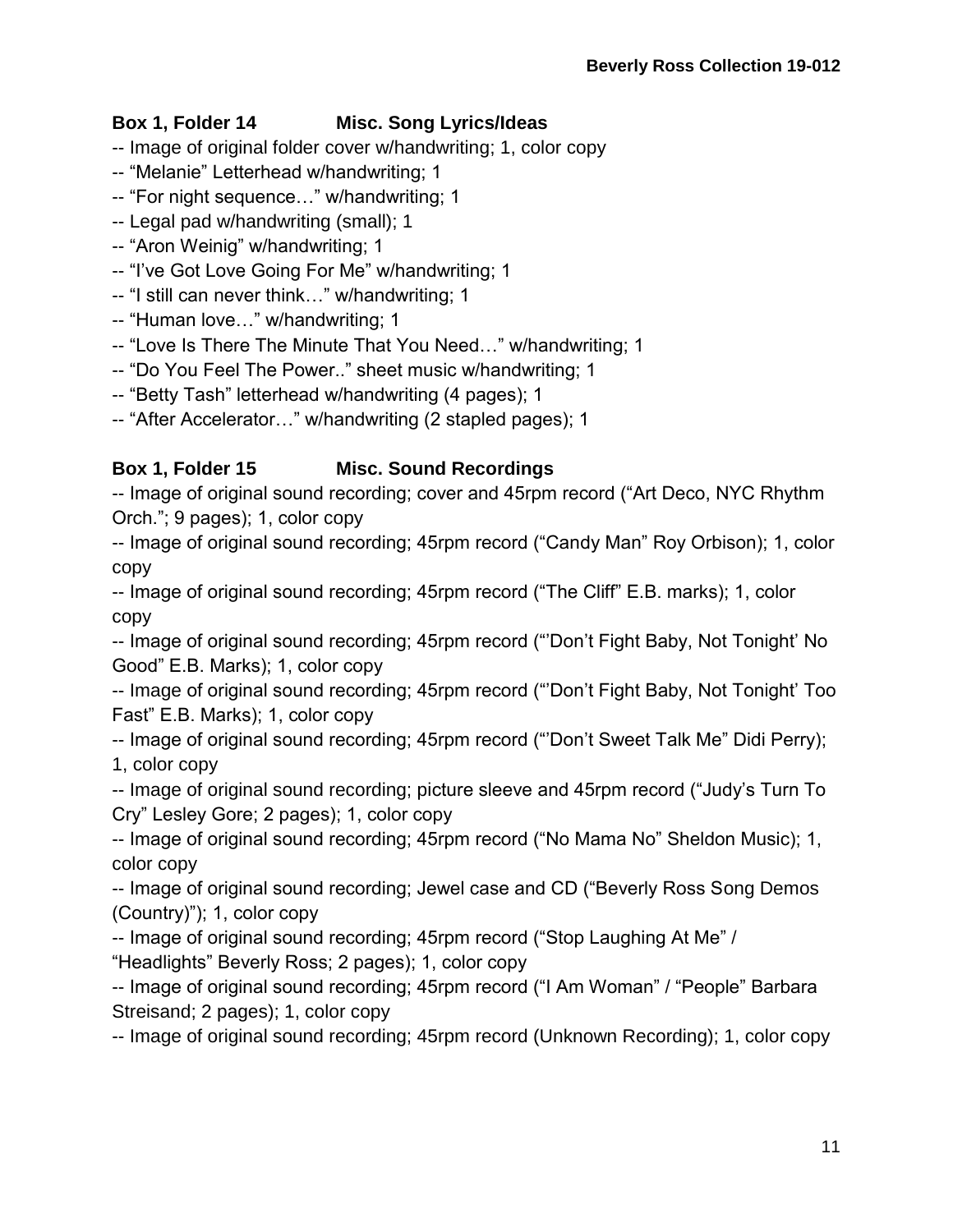**Box 1, Folder 14 Misc. Song Lyrics/Ideas**

-- Image of original folder cover w/handwriting; 1, color copy
-- "Melanie" Letterhead w/handwriting; 1
-- "For night sequence…" w/handwriting; 1
-- Legal pad w/handwriting (small); 1
-- "Aron Weinig" w/handwriting; 1
-- "I've Got Love Going For Me" w/handwriting; 1
-- "I still can never think…" w/handwriting; 1
-- "Human love…" w/handwriting; 1
-- "Love Is There The Minute That You Need…" w/handwriting; 1
-- "Do You Feel The Power.." sheet music w/handwriting; 1
-- "Betty Tash" letterhead w/handwriting (4 pages); 1
-- "After Accelerator…" w/handwriting (2 stapled pages); 1

**Box 1, Folder 15 Misc. Sound Recordings**

-- Image of original sound recording; cover and 45rpm record ("Art Deco, NYC Rhythm Orch."; 9 pages); 1, color copy
-- Image of original sound recording; 45rpm record ("Candy Man" Roy Orbison); 1, color copy
-- Image of original sound recording; 45rpm record ("The Cliff" E.B. marks); 1, color copy
-- Image of original sound recording; 45rpm record ("'Don't Fight Baby, Not Tonight' No Good" E.B. Marks); 1, color copy
-- Image of original sound recording; 45rpm record ("'Don't Fight Baby, Not Tonight' Too Fast" E.B. Marks); 1, color copy
-- Image of original sound recording; 45rpm record ("'Don't Sweet Talk Me" Didi Perry); 1, color copy
-- Image of original sound recording; picture sleeve and 45rpm record ("Judy's Turn To Cry" Lesley Gore; 2 pages); 1, color copy
-- Image of original sound recording; 45rpm record ("No Mama No" Sheldon Music); 1, color copy
-- Image of original sound recording; Jewel case and CD ("Beverly Ross Song Demos (Country)"); 1, color copy
-- Image of original sound recording; 45rpm record ("Stop Laughing At Me" / "Headlights" Beverly Ross; 2 pages); 1, color copy
-- Image of original sound recording; 45rpm record ("I Am Woman" / "People" Barbara Streisand; 2 pages); 1, color copy
-- Image of original sound recording; 45rpm record (Unknown Recording); 1, color copy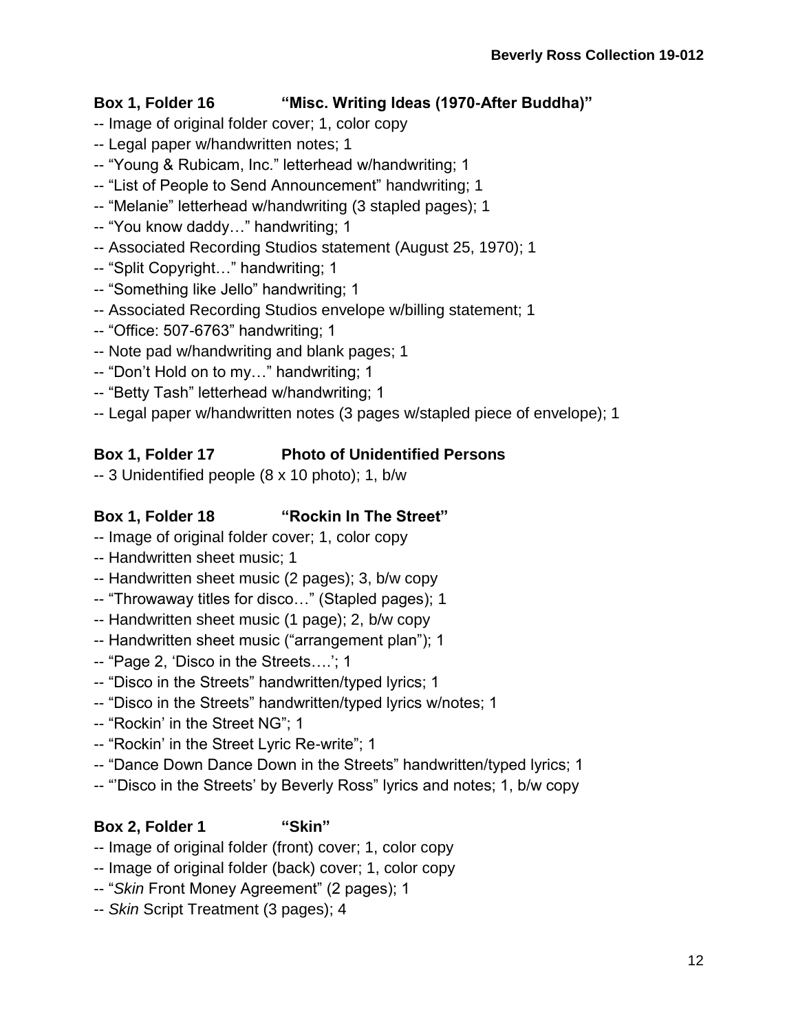### Box 1, Folder 16 "Misc. Writing Ideas (1970-After Buddha)"

-- Image of original folder cover; 1, color copy
-- Legal paper w/handwritten notes; 1
-- "Young & Rubicam, Inc." letterhead w/handwriting; 1
-- "List of People to Send Announcement" handwriting; 1
-- "Melanie" letterhead w/handwriting (3 stapled pages); 1
-- "You know daddy…" handwriting; 1
-- Associated Recording Studios statement (August 25, 1970); 1
-- "Split Copyright…" handwriting; 1
-- "Something like Jello" handwriting; 1
-- Associated Recording Studios envelope w/billing statement; 1
-- "Office: 507-6763" handwriting; 1
-- Note pad w/handwriting and blank pages; 1
-- "Don't Hold on to my…" handwriting; 1
-- "Betty Tash" letterhead w/handwriting; 1
-- Legal paper w/handwritten notes (3 pages w/stapled piece of envelope); 1

### Box 1, Folder 17 Photo of Unidentified Persons

-- 3 Unidentified people (8 x 10 photo); 1, b/w

### Box 1, Folder 18 "Rockin In The Street"

-- Image of original folder cover; 1, color copy
-- Handwritten sheet music; 1
-- Handwritten sheet music (2 pages); 3, b/w copy
-- "Throwaway titles for disco…" (Stapled pages); 1
-- Handwritten sheet music (1 page); 2, b/w copy
-- Handwritten sheet music ("arrangement plan"); 1
-- "Page 2, 'Disco in the Streets….'; 1
-- "Disco in the Streets" handwritten/typed lyrics; 1
-- "Disco in the Streets" handwritten/typed lyrics w/notes; 1
-- "Rockin' in the Street NG"; 1
-- "Rockin' in the Street Lyric Re-write"; 1
-- "Dance Down Dance Down in the Streets" handwritten/typed lyrics; 1
-- "'Disco in the Streets' by Beverly Ross" lyrics and notes; 1, b/w copy

### Box 2, Folder 1 "Skin"

-- Image of original folder (front) cover; 1, color copy
-- Image of original folder (back) cover; 1, color copy
-- "*Skin* Front Money Agreement" (2 pages); 1
-- *Skin* Script Treatment (3 pages); 4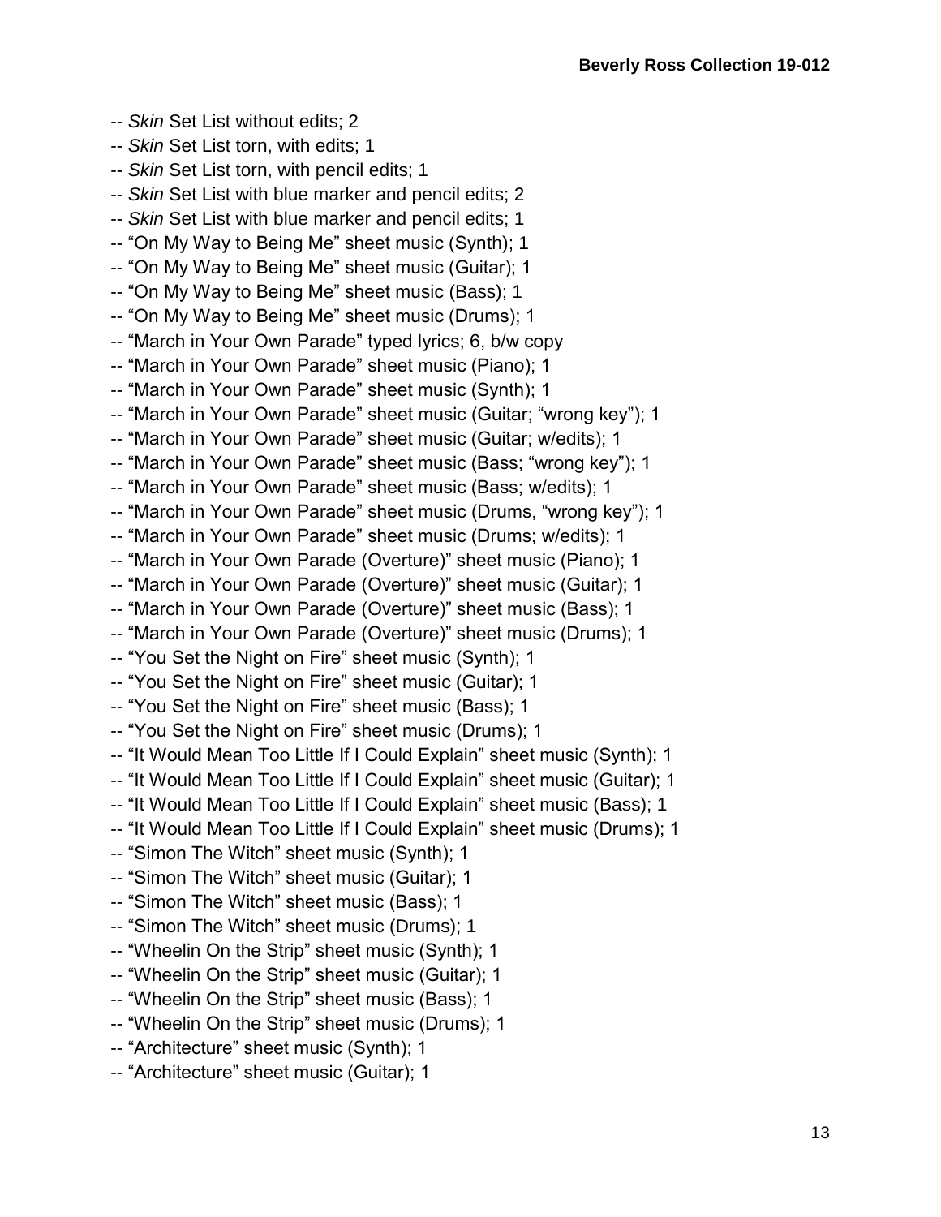-- *Skin* Set List without edits; 2
-- *Skin* Set List torn, with edits; 1
-- *Skin* Set List torn, with pencil edits; 1
-- *Skin* Set List with blue marker and pencil edits; 2
-- *Skin* Set List with blue marker and pencil edits; 1
-- “On My Way to Being Me” sheet music (Synth); 1
-- “On My Way to Being Me” sheet music (Guitar); 1
-- “On My Way to Being Me” sheet music (Bass); 1
-- “On My Way to Being Me” sheet music (Drums); 1
-- “March in Your Own Parade” typed lyrics; 6, b/w copy
-- “March in Your Own Parade” sheet music (Piano); 1
-- “March in Your Own Parade” sheet music (Synth); 1
-- “March in Your Own Parade” sheet music (Guitar; “wrong key”); 1
-- “March in Your Own Parade” sheet music (Guitar; w/edits); 1
-- “March in Your Own Parade” sheet music (Bass; “wrong key”); 1
-- “March in Your Own Parade” sheet music (Bass; w/edits); 1
-- “March in Your Own Parade” sheet music (Drums, “wrong key”); 1
-- “March in Your Own Parade” sheet music (Drums; w/edits); 1
-- “March in Your Own Parade (Overture)” sheet music (Piano); 1
-- “March in Your Own Parade (Overture)” sheet music (Guitar); 1
-- “March in Your Own Parade (Overture)” sheet music (Bass); 1
-- “March in Your Own Parade (Overture)” sheet music (Drums); 1
-- “You Set the Night on Fire” sheet music (Synth); 1
-- “You Set the Night on Fire” sheet music (Guitar); 1
-- “You Set the Night on Fire” sheet music (Bass); 1
-- “You Set the Night on Fire” sheet music (Drums); 1
-- “It Would Mean Too Little If I Could Explain” sheet music (Synth); 1
-- “It Would Mean Too Little If I Could Explain” sheet music (Guitar); 1
-- “It Would Mean Too Little If I Could Explain” sheet music (Bass); 1
-- “It Would Mean Too Little If I Could Explain” sheet music (Drums); 1
-- “Simon The Witch” sheet music (Synth); 1
-- “Simon The Witch” sheet music (Guitar); 1
-- “Simon The Witch” sheet music (Bass); 1
-- “Simon The Witch” sheet music (Drums); 1
-- “Wheelin On the Strip” sheet music (Synth); 1
-- “Wheelin On the Strip” sheet music (Guitar); 1
-- “Wheelin On the Strip” sheet music (Bass); 1
-- “Wheelin On the Strip” sheet music (Drums); 1
-- “Architecture” sheet music (Synth); 1
-- “Architecture” sheet music (Guitar); 1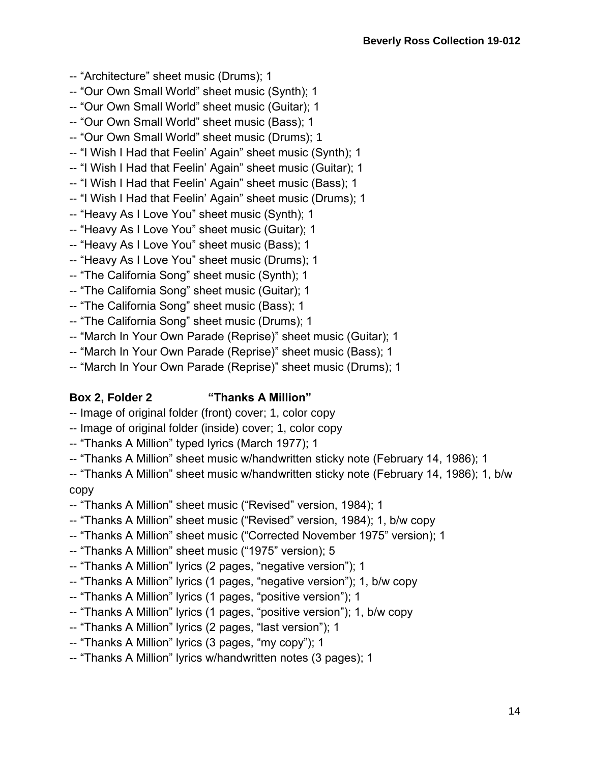-- “Architecture” sheet music (Drums); 1
-- “Our Own Small World” sheet music (Synth); 1
-- “Our Own Small World” sheet music (Guitar); 1
-- “Our Own Small World” sheet music (Bass); 1
-- “Our Own Small World” sheet music (Drums); 1
-- “I Wish I Had that Feelin’ Again” sheet music (Synth); 1
-- “I Wish I Had that Feelin’ Again” sheet music (Guitar); 1
-- “I Wish I Had that Feelin’ Again” sheet music (Bass); 1
-- “I Wish I Had that Feelin’ Again” sheet music (Drums); 1
-- “Heavy As I Love You” sheet music (Synth); 1
-- “Heavy As I Love You” sheet music (Guitar); 1
-- “Heavy As I Love You” sheet music (Bass); 1
-- “Heavy As I Love You” sheet music (Drums); 1
-- “The California Song” sheet music (Synth); 1
-- “The California Song” sheet music (Guitar); 1
-- “The California Song” sheet music (Bass); 1
-- “The California Song” sheet music (Drums); 1
-- “March In Your Own Parade (Reprise)” sheet music (Guitar); 1
-- “March In Your Own Parade (Reprise)” sheet music (Bass); 1
-- “March In Your Own Parade (Reprise)” sheet music (Drums); 1

**Box 2, Folder 2** **“Thanks A Million”**

-- Image of original folder (front) cover; 1, color copy
-- Image of original folder (inside) cover; 1, color copy
-- “Thanks A Million” typed lyrics (March 1977); 1
-- “Thanks A Million” sheet music w/handwritten sticky note (February 14, 1986); 1
-- “Thanks A Million” sheet music w/handwritten sticky note (February 14, 1986); 1, b/w copy
-- “Thanks A Million” sheet music (“Revised” version, 1984); 1
-- “Thanks A Million” sheet music (“Revised” version, 1984); 1, b/w copy
-- “Thanks A Million” sheet music (“Corrected November 1975” version); 1
-- “Thanks A Million” sheet music (“1975” version); 5
-- “Thanks A Million” lyrics (2 pages, “negative version”); 1
-- “Thanks A Million” lyrics (1 pages, “negative version”); 1, b/w copy
-- “Thanks A Million” lyrics (1 pages, “positive version”); 1
-- “Thanks A Million” lyrics (1 pages, “positive version”); 1, b/w copy
-- “Thanks A Million” lyrics (2 pages, “last version”); 1
-- “Thanks A Million” lyrics (3 pages, “my copy”); 1
-- “Thanks A Million” lyrics w/handwritten notes (3 pages); 1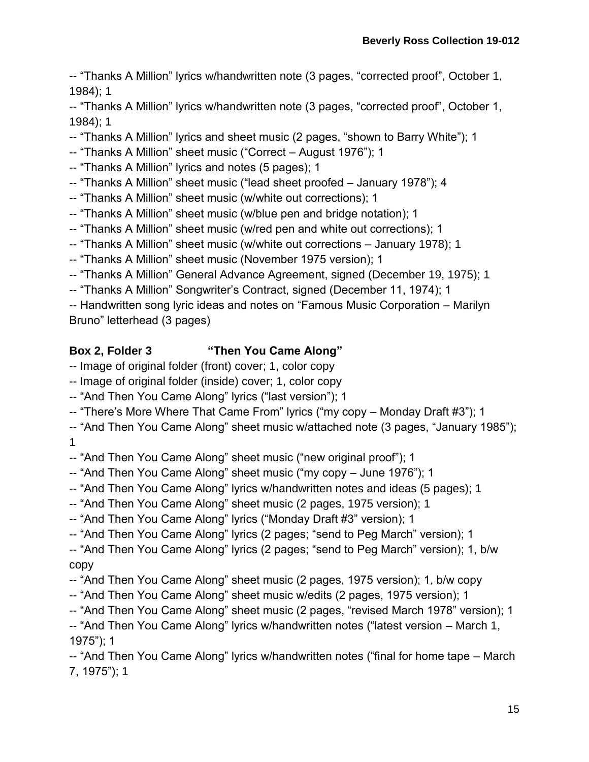-- “Thanks A Million” lyrics w/handwritten note (3 pages, “corrected proof”, October 1, 1984); 1

-- “Thanks A Million” lyrics w/handwritten note (3 pages, “corrected proof”, October 1, 1984); 1

-- “Thanks A Million” lyrics and sheet music (2 pages, “shown to Barry White”); 1

-- “Thanks A Million” sheet music (“Correct – August 1976”); 1

-- “Thanks A Million” lyrics and notes (5 pages); 1

-- “Thanks A Million” sheet music (“lead sheet proofed – January 1978”); 4

-- “Thanks A Million” sheet music (w/white out corrections); 1

-- “Thanks A Million” sheet music (w/blue pen and bridge notation); 1

-- “Thanks A Million” sheet music (w/red pen and white out corrections); 1

-- “Thanks A Million” sheet music (w/white out corrections – January 1978); 1

-- “Thanks A Million” sheet music (November 1975 version); 1

-- “Thanks A Million” General Advance Agreement, signed (December 19, 1975); 1

-- “Thanks A Million” Songwriter’s Contract, signed (December 11, 1974); 1

-- Handwritten song lyric ideas and notes on “Famous Music Corporation – Marilyn Bruno” letterhead (3 pages)

**Box 2, Folder 3 “Then You Came Along”**

-- Image of original folder (front) cover; 1, color copy

-- Image of original folder (inside) cover; 1, color copy

-- “And Then You Came Along” lyrics (“last version”); 1

-- “There’s More Where That Came From” lyrics (“my copy – Monday Draft #3”); 1

-- “And Then You Came Along” sheet music w/attached note (3 pages, “January 1985”); 1

-- “And Then You Came Along” sheet music (“new original proof”); 1

-- “And Then You Came Along” sheet music (“my copy – June 1976”); 1

-- “And Then You Came Along” lyrics w/handwritten notes and ideas (5 pages); 1

-- “And Then You Came Along” sheet music (2 pages, 1975 version); 1

-- “And Then You Came Along” lyrics (“Monday Draft #3” version); 1

-- “And Then You Came Along” lyrics (2 pages; “send to Peg March” version); 1

-- “And Then You Came Along” lyrics (2 pages; “send to Peg March” version); 1, b/w copy

-- “And Then You Came Along” sheet music (2 pages, 1975 version); 1, b/w copy

-- “And Then You Came Along” sheet music w/edits (2 pages, 1975 version); 1

-- “And Then You Came Along” sheet music (2 pages, “revised March 1978” version); 1

-- “And Then You Came Along” lyrics w/handwritten notes (“latest version – March 1, 1975”); 1

-- “And Then You Came Along” lyrics w/handwritten notes (“final for home tape – March 7, 1975”); 1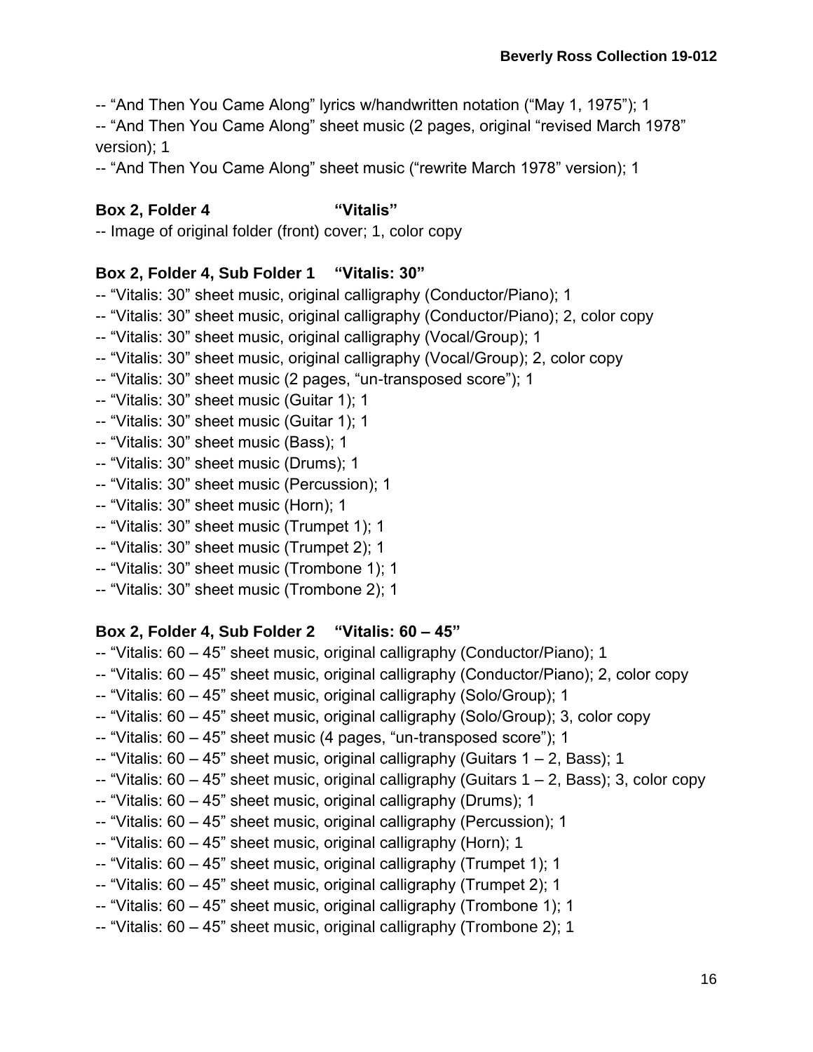-- “And Then You Came Along” lyrics w/handwritten notation (“May 1, 1975”); 1

-- “And Then You Came Along” sheet music (2 pages, original “revised March 1978” version); 1

-- “And Then You Came Along” sheet music (“rewrite March 1978” version); 1

**Box 2, Folder 4 “Vitalis”**

-- Image of original folder (front) cover; 1, color copy

**Box 2, Folder 4, Sub Folder 1 “Vitalis: 30”**

-- “Vitalis: 30” sheet music, original calligraphy (Conductor/Piano); 1

-- “Vitalis: 30” sheet music, original calligraphy (Conductor/Piano); 2, color copy

-- “Vitalis: 30” sheet music, original calligraphy (Vocal/Group); 1

-- “Vitalis: 30” sheet music, original calligraphy (Vocal/Group); 2, color copy

-- “Vitalis: 30” sheet music (2 pages, “un-transposed score”); 1

-- “Vitalis: 30” sheet music (Guitar 1); 1

-- “Vitalis: 30” sheet music (Guitar 1); 1

-- “Vitalis: 30” sheet music (Bass); 1

-- “Vitalis: 30” sheet music (Drums); 1

-- “Vitalis: 30” sheet music (Percussion); 1

-- “Vitalis: 30” sheet music (Horn); 1

-- “Vitalis: 30” sheet music (Trumpet 1); 1

-- “Vitalis: 30” sheet music (Trumpet 2); 1

-- “Vitalis: 30” sheet music (Trombone 1); 1

-- “Vitalis: 30” sheet music (Trombone 2); 1

**Box 2, Folder 4, Sub Folder 2 “Vitalis: 60 – 45”**

-- “Vitalis: 60 – 45” sheet music, original calligraphy (Conductor/Piano); 1

-- “Vitalis: 60 – 45” sheet music, original calligraphy (Conductor/Piano); 2, color copy

-- “Vitalis: 60 – 45” sheet music, original calligraphy (Solo/Group); 1

-- “Vitalis: 60 – 45” sheet music, original calligraphy (Solo/Group); 3, color copy

-- “Vitalis: 60 – 45” sheet music (4 pages, “un-transposed score”); 1

-- “Vitalis: 60 – 45” sheet music, original calligraphy (Guitars 1 – 2, Bass); 1

-- “Vitalis: 60 – 45” sheet music, original calligraphy (Guitars 1 – 2, Bass); 3, color copy

-- “Vitalis: 60 – 45” sheet music, original calligraphy (Drums); 1

-- “Vitalis: 60 – 45” sheet music, original calligraphy (Percussion); 1

-- “Vitalis: 60 – 45” sheet music, original calligraphy (Horn); 1

-- “Vitalis: 60 – 45” sheet music, original calligraphy (Trumpet 1); 1

-- “Vitalis: 60 – 45” sheet music, original calligraphy (Trumpet 2); 1

-- “Vitalis: 60 – 45” sheet music, original calligraphy (Trombone 1); 1

-- “Vitalis: 60 – 45” sheet music, original calligraphy (Trombone 2); 1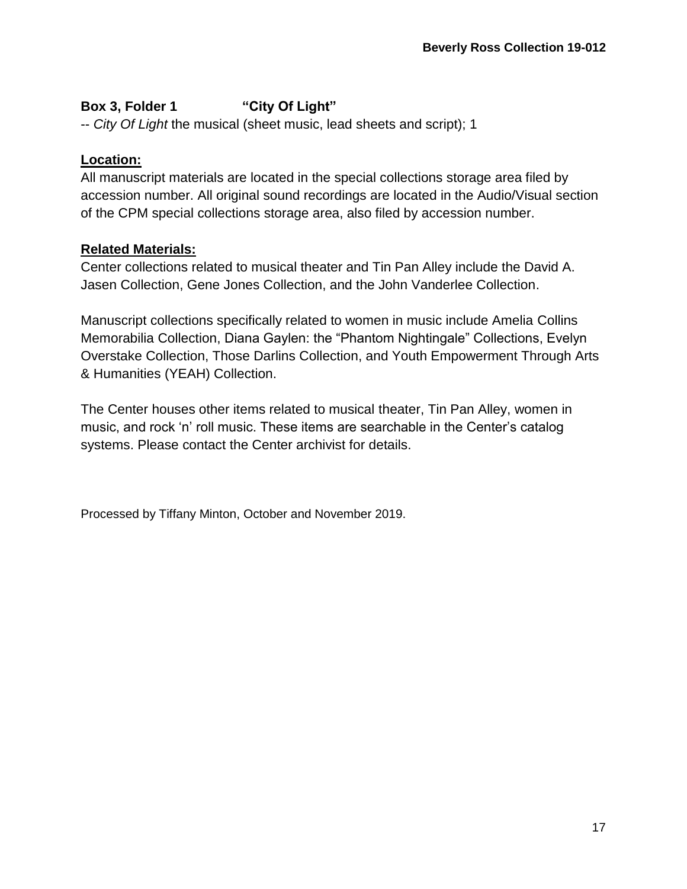**Box 3, Folder 1 "City Of Light"**

-- *City Of Light* the musical (sheet music, lead sheets and script); 1

**Location:**

All manuscript materials are located in the special collections storage area filed by accession number. All original sound recordings are located in the Audio/Visual section of the CPM special collections storage area, also filed by accession number.

**Related Materials:**

Center collections related to musical theater and Tin Pan Alley include the David A. Jasen Collection, Gene Jones Collection, and the John Vanderlee Collection.

Manuscript collections specifically related to women in music include Amelia Collins Memorabilia Collection, Diana Gaylen: the "Phantom Nightingale" Collections, Evelyn Overstake Collection, Those Darlins Collection, and Youth Empowerment Through Arts & Humanities (YEAH) Collection.

The Center houses other items related to musical theater, Tin Pan Alley, women in music, and rock 'n' roll music. These items are searchable in the Center's catalog systems. Please contact the Center archivist for details.

Processed by Tiffany Minton, October and November 2019.